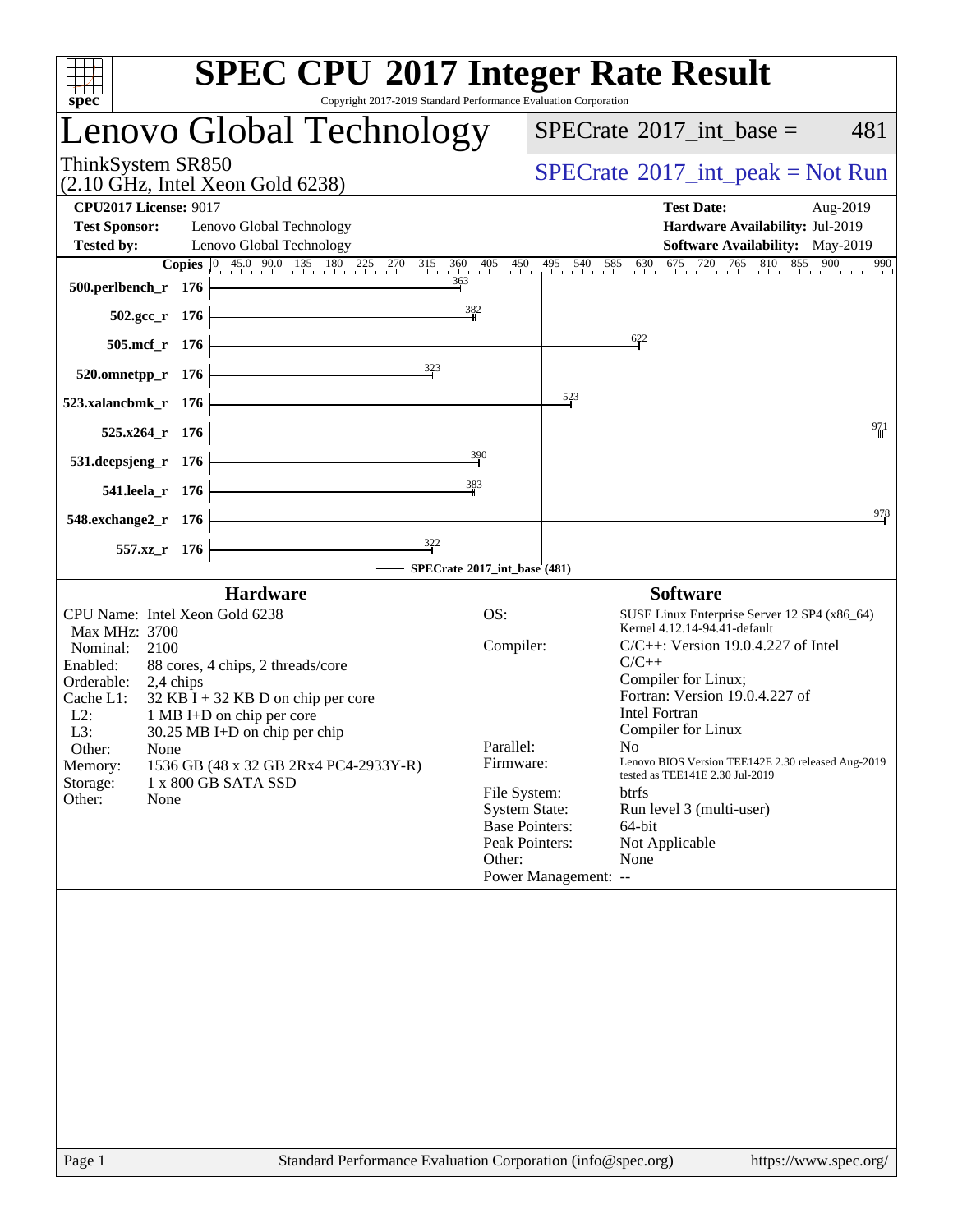# SPEC CPU 2017 Integer Rate Result

Copyright 2017-2019 Standard Performance Evaluation Corporation

## Lenovo Global Technology

ThinkSystem SR850
(2.10 GHz, Intel Xeon Gold 6238)

SPECrate 2017_int_base = 481

SPECrate 2017_int_peak = Not Run

**CPU2017 License:** 9017
**Test Sponsor:** Lenovo Global Technology
**Tested by:** Lenovo Global Technology

**Test Date:** Aug-2019
**Hardware Availability:** Jul-2019
**Software Availability:** May-2019

| Benchmark | Copies | SPECrate 2017_int_base |
|---|---|---|
| 500.perlbench_r | 176 | 363 |
| 502.gcc_r | 176 | 382 |
| 505.mcf_r | 176 | 622 |
| 520.omnetpp_r | 176 | 323 |
| 523.xalancbmk_r | 176 | 523 |
| 525.x264_r | 176 | 971 |
| 531.deepsjeng_r | 176 | 390 |
| 541.leela_r | 176 | 383 |
| 548.exchange2_r | 176 | 978 |
| 557.xz_r | 176 | 322 |

SPECrate 2017_int_base (481)

### Hardware

| | |
|---|---|
| CPU Name: | Intel Xeon Gold 6238 |
| Max MHz: | 3700 |
| Nominal: | 2100 |
| Enabled: | 88 cores, 4 chips, 2 threads/core |
| Orderable: | 2,4 chips |
| Cache L1: | 32 KB I + 32 KB D on chip per core |
| L2: | 1 MB I+D on chip per core |
| L3: | 30.25 MB I+D on chip per chip |
| Other: | None |
| Memory: | 1536 GB (48 x 32 GB 2Rx4 PC4-2933Y-R) |
| Storage: | 1 x 800 GB SATA SSD |
| Other: | None |

### Software

| | |
|---|---|
| OS: | SUSE Linux Enterprise Server 12 SP4 (x86_64) Kernel 4.12.14-94.41-default |
| Compiler: | C/C++: Version 19.0.4.227 of Intel C/C++ Compiler for Linux; Fortran: Version 19.0.4.227 of Intel Fortran Compiler for Linux |
| Parallel: | No |
| Firmware: | Lenovo BIOS Version TEE142E 2.30 released Aug-2019 tested as TEE141E 2.30 Jul-2019 |
| File System: | btrfs |
| System State: | Run level 3 (multi-user) |
| Base Pointers: | 64-bit |
| Peak Pointers: | Not Applicable |
| Other: | None |
| Power Management: | -- |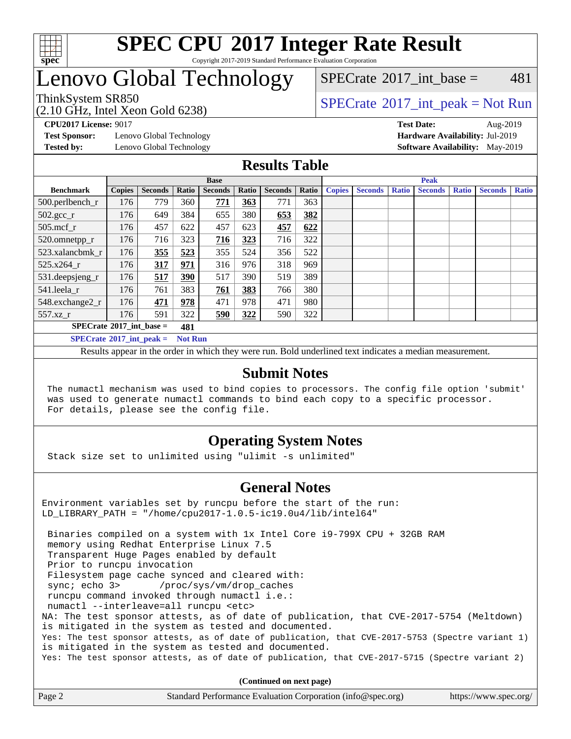# SPEC CPU 2017 Integer Rate Result

Copyright 2017-2019 Standard Performance Evaluation Corporation

# Lenovo Global Technology

ThinkSystem SR850
(2.10 GHz, Intel Xeon Gold 6238)

SPECrate 2017_int_base = 481

SPECrate 2017_int_peak = Not Run

**CPU2017 License:** 9017
**Test Sponsor:** Lenovo Global Technology
**Tested by:** Lenovo Global Technology

**Test Date:** Aug-2019
**Hardware Availability:** Jul-2019
**Software Availability:** May-2019

## Results Table

| Benchmark | Base | | | | | | | Peak | | | | | | |
|---|---|---|---|---|---|---|---|---|---|---|---|---|---|---|
| | Copies | Seconds | Ratio | Seconds | Ratio | Seconds | Ratio | Copies | Seconds | Ratio | Seconds | Ratio | Seconds | Ratio |
| 500.perlbench_r | 176 | 779 | 360 | **771** | **363** | 771 | 363 | | | | | | | |
| 502.gcc_r | 176 | 649 | 384 | 655 | 380 | **653** | **382** | | | | | | | |
| 505.mcf_r | 176 | 457 | 622 | 457 | 623 | **457** | **622** | | | | | | | |
| 520.omnetpp_r | 176 | 716 | 323 | **716** | **323** | 716 | 322 | | | | | | | |
| 523.xalancbmk_r | 176 | **355** | **523** | 355 | 524 | 356 | 522 | | | | | | | |
| 525.x264_r | 176 | **317** | **971** | 316 | 976 | 318 | 969 | | | | | | | |
| 531.deepsjeng_r | 176 | **517** | **390** | 517 | 390 | 519 | 389 | | | | | | | |
| 541.leela_r | 176 | 761 | 383 | **761** | **383** | 766 | 380 | | | | | | | |
| 548.exchange2_r | 176 | **471** | **978** | 471 | 978 | 471 | 980 | | | | | | | |
| 557.xz_r | 176 | 591 | 322 | **590** | **322** | 590 | 322 | | | | | | | |

**SPECrate 2017_int_base = 481**

**SPECrate 2017_int_peak = Not Run**

Results appear in the order in which they were run. Bold underlined text indicates a median measurement.

## Submit Notes

```
The numactl mechanism was used to bind copies to processors. The config file option 'submit'
was used to generate numactl commands to bind each copy to a specific processor.
For details, please see the config file.
```

## Operating System Notes

```
Stack size set to unlimited using "ulimit -s unlimited"
```

## General Notes

```
Environment variables set by runcpu before the start of the run:
LD_LIBRARY_PATH = "/home/cpu2017-1.0.5-ic19.0u4/lib/intel64"

 Binaries compiled on a system with 1x Intel Core i9-799X CPU + 32GB RAM
 memory using Redhat Enterprise Linux 7.5
 Transparent Huge Pages enabled by default
 Prior to runcpu invocation
 Filesystem page cache synced and cleared with:
 sync; echo 3>       /proc/sys/vm/drop_caches
 runcpu command invoked through numactl i.e.:
 numactl --interleave=all runcpu <etc>
NA: The test sponsor attests, as of date of publication, that CVE-2017-5754 (Meltdown)
is mitigated in the system as tested and documented.
Yes: The test sponsor attests, as of date of publication, that CVE-2017-5753 (Spectre variant 1)
is mitigated in the system as tested and documented.
Yes: The test sponsor attests, as of date of publication, that CVE-2017-5715 (Spectre variant 2)
```

**(Continued on next page)**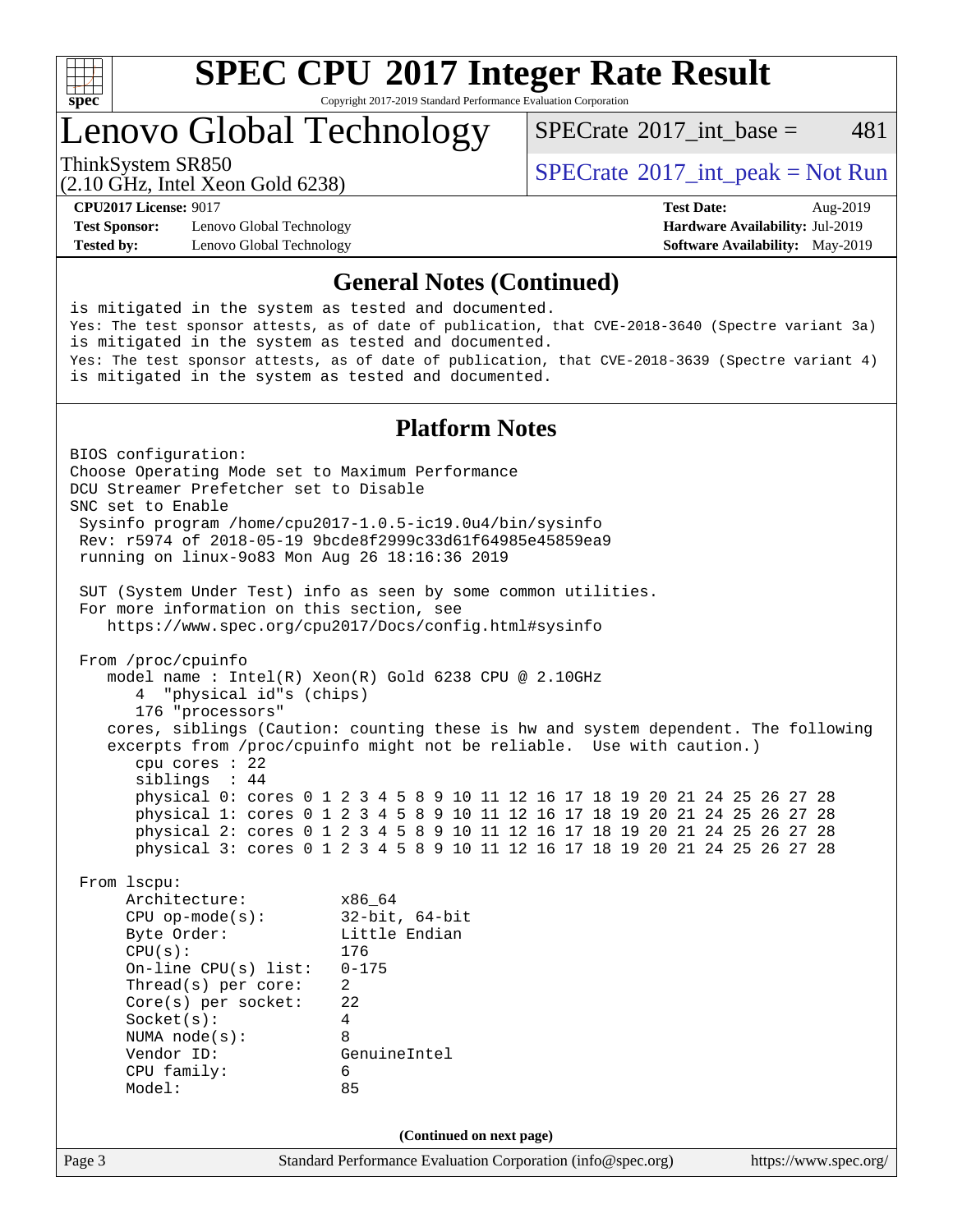# SPEC CPU 2017 Integer Rate Result

Copyright 2017-2019 Standard Performance Evaluation Corporation

## Lenovo Global Technology

ThinkSystem SR850
(2.10 GHz, Intel Xeon Gold 6238)

SPECrate 2017_int_base = 481

SPECrate 2017_int_peak = Not Run

**CPU2017 License:** 9017
**Test Sponsor:** Lenovo Global Technology
**Tested by:** Lenovo Global Technology

**Test Date:** Aug-2019
**Hardware Availability:** Jul-2019
**Software Availability:** May-2019

### General Notes (Continued)

```
is mitigated in the system as tested and documented.
Yes: The test sponsor attests, as of date of publication, that CVE-2018-3640 (Spectre variant 3a)
is mitigated in the system as tested and documented.
Yes: The test sponsor attests, as of date of publication, that CVE-2018-3639 (Spectre variant 4)
is mitigated in the system as tested and documented.
```

### Platform Notes

```
BIOS configuration:
Choose Operating Mode set to Maximum Performance
DCU Streamer Prefetcher set to Disable
SNC set to Enable
 Sysinfo program /home/cpu2017-1.0.5-ic19.0u4/bin/sysinfo
 Rev: r5974 of 2018-05-19 9bcde8f2999c33d61f64985e45859ea9
 running on linux-9o83 Mon Aug 26 18:16:36 2019

 SUT (System Under Test) info as seen by some common utilities.
 For more information on this section, see
    https://www.spec.org/cpu2017/Docs/config.html#sysinfo

 From /proc/cpuinfo
    model name : Intel(R) Xeon(R) Gold 6238 CPU @ 2.10GHz
       4  "physical id"s (chips)
       176 "processors"
    cores, siblings (Caution: counting these is hw and system dependent. The following
    excerpts from /proc/cpuinfo might not be reliable.  Use with caution.)
       cpu cores : 22
       siblings  : 44
       physical 0: cores 0 1 2 3 4 5 8 9 10 11 12 16 17 18 19 20 21 24 25 26 27 28
       physical 1: cores 0 1 2 3 4 5 8 9 10 11 12 16 17 18 19 20 21 24 25 26 27 28
       physical 2: cores 0 1 2 3 4 5 8 9 10 11 12 16 17 18 19 20 21 24 25 26 27 28
       physical 3: cores 0 1 2 3 4 5 8 9 10 11 12 16 17 18 19 20 21 24 25 26 27 28

 From lscpu:
      Architecture:          x86_64
      CPU op-mode(s):        32-bit, 64-bit
      Byte Order:            Little Endian
      CPU(s):                176
      On-line CPU(s) list:   0-175
      Thread(s) per core:    2
      Core(s) per socket:    22
      Socket(s):             4
      NUMA node(s):          8
      Vendor ID:             GenuineIntel
      CPU family:            6
      Model:                 85
```

(Continued on next page)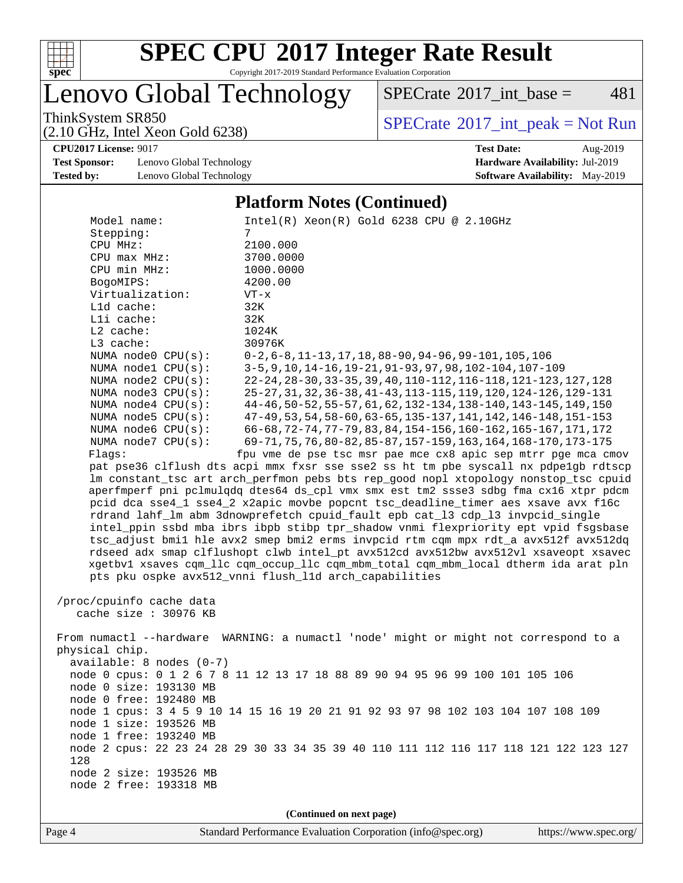# SPEC CPU 2017 Integer Rate Result

Copyright 2017-2019 Standard Performance Evaluation Corporation

## Lenovo Global Technology

ThinkSystem SR850
(2.10 GHz, Intel Xeon Gold 6238)

SPECrate 2017_int_base = 481

SPECrate 2017_int_peak = Not Run

**CPU2017 License:** 9017
**Test Sponsor:** Lenovo Global Technology
**Tested by:** Lenovo Global Technology

**Test Date:** Aug-2019
**Hardware Availability:** Jul-2019
**Software Availability:** May-2019

### Platform Notes (Continued)

```
    Model name:            Intel(R) Xeon(R) Gold 6238 CPU @ 2.10GHz
    Stepping:              7
    CPU MHz:               2100.000
    CPU max MHz:           3700.0000
    CPU min MHz:           1000.0000
    BogoMIPS:              4200.00
    Virtualization:        VT-x
    L1d cache:             32K
    L1i cache:             32K
    L2 cache:              1024K
    L3 cache:              30976K
    NUMA node0 CPU(s):     0-2,6-8,11-13,17,18,88-90,94-96,99-101,105,106
    NUMA node1 CPU(s):     3-5,9,10,14-16,19-21,91-93,97,98,102-104,107-109
    NUMA node2 CPU(s):     22-24,28-30,33-35,39,40,110-112,116-118,121-123,127,128
    NUMA node3 CPU(s):     25-27,31,32,36-38,41-43,113-115,119,120,124-126,129-131
    NUMA node4 CPU(s):     44-46,50-52,55-57,61,62,132-134,138-140,143-145,149,150
    NUMA node5 CPU(s):     47-49,53,54,58-60,63-65,135-137,141,142,146-148,151-153
    NUMA node6 CPU(s):     66-68,72-74,77-79,83,84,154-156,160-162,165-167,171,172
    NUMA node7 CPU(s):     69-71,75,76,80-82,85-87,157-159,163,164,168-170,173-175
    Flags:                fpu vme de pse tsc msr pae mce cx8 apic sep mtrr pge mca cmov
    pat pse36 clflush dts acpi mmx fxsr sse sse2 ss ht tm pbe syscall nx pdpe1gb rdtscp
    lm constant_tsc art arch_perfmon pebs bts rep_good nopl xtopology nonstop_tsc cpuid
    aperfmperf pni pclmulqdq dtes64 ds_cpl vmx smx est tm2 ssse3 sdbg fma cx16 xtpr pdcm
    pcid dca sse4_1 sse4_2 x2apic movbe popcnt tsc_deadline_timer aes xsave avx f16c
    rdrand lahf_lm abm 3dnowprefetch cpuid_fault epb cat_l3 cdp_l3 invpcid_single
    intel_ppin ssbd mba ibrs ibpb stibp tpr_shadow vnmi flexpriority ept vpid fsgsbase
    tsc_adjust bmi1 hle avx2 smep bmi2 erms invpcid rtm cqm mpx rdt_a avx512f avx512dq
    rdseed adx smap clflushopt clwb intel_pt avx512cd avx512bw avx512vl xsaveopt xsavec
    xgetbv1 xsaves cqm_llc cqm_occup_llc cqm_mbm_total cqm_mbm_local dtherm ida arat pln
    pts pku ospke avx512_vnni flush_l1d arch_capabilities

 /proc/cpuinfo cache data
    cache size : 30976 KB

 From numactl --hardware  WARNING: a numactl 'node' might or might not correspond to a
 physical chip.
   available: 8 nodes (0-7)
   node 0 cpus: 0 1 2 6 7 8 11 12 13 17 18 88 89 90 94 95 96 99 100 101 105 106
   node 0 size: 193130 MB
   node 0 free: 192480 MB
   node 1 cpus: 3 4 5 9 10 14 15 16 19 20 21 91 92 93 97 98 102 103 104 107 108 109
   node 1 size: 193526 MB
   node 1 free: 193240 MB
   node 2 cpus: 22 23 24 28 29 30 33 34 35 39 40 110 111 112 116 117 118 121 122 123 127
   128
   node 2 size: 193526 MB
   node 2 free: 193318 MB
```

**(Continued on next page)**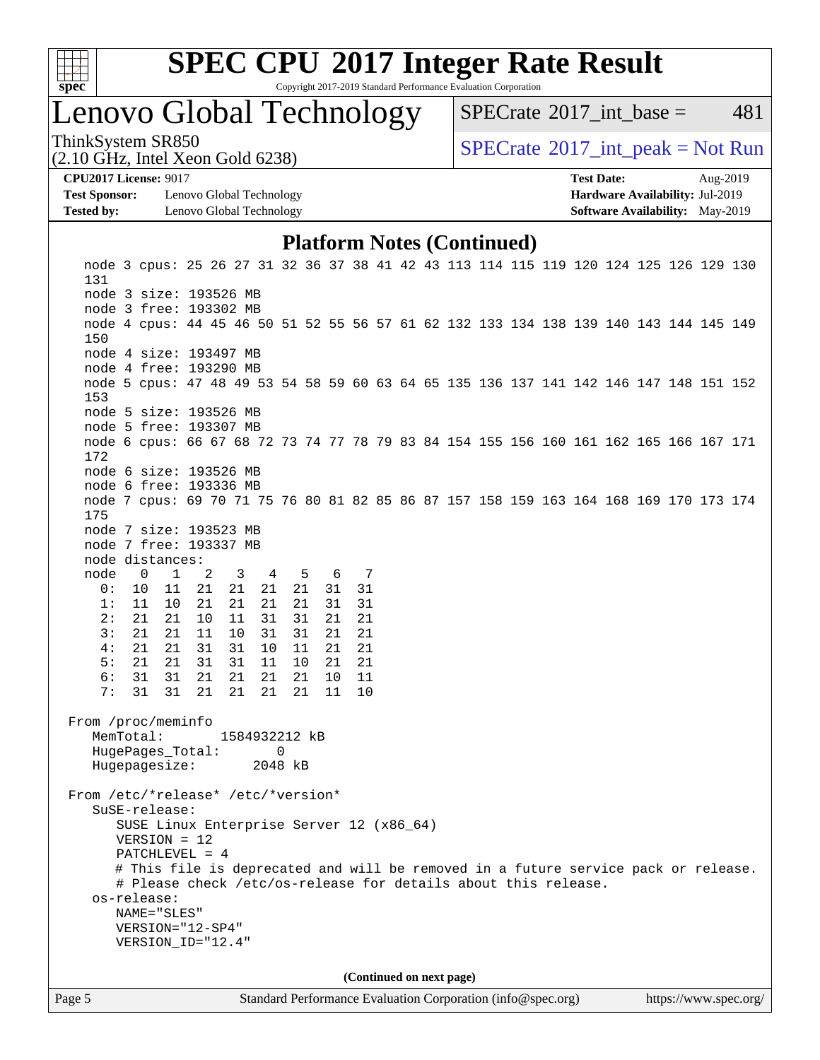## Platform Notes (Continued)

```
node 3 cpus: 25 26 27 31 32 36 37 38 41 42 43 113 114 115 119 120 124 125 126 129 130
131
node 3 size: 193526 MB
node 3 free: 193302 MB
node 4 cpus: 44 45 46 50 51 52 55 56 57 61 62 132 133 134 138 139 140 143 144 145 149
150
node 4 size: 193497 MB
node 4 free: 193290 MB
node 5 cpus: 47 48 49 53 54 58 59 60 63 64 65 135 136 137 141 142 146 147 148 151 152
153
node 5 size: 193526 MB
node 5 free: 193307 MB
node 6 cpus: 66 67 68 72 73 74 77 78 79 83 84 154 155 156 160 161 162 165 166 167 171
172
node 6 size: 193526 MB
node 6 free: 193336 MB
node 7 cpus: 69 70 71 75 76 80 81 82 85 86 87 157 158 159 163 164 168 169 170 173 174
175
node 7 size: 193523 MB
node 7 free: 193337 MB
node distances:
node   0   1   2   3   4   5   6   7
  0:  10  11  21  21  21  21  31  31
  1:  11  10  21  21  21  21  31  31
  2:  21  21  10  11  31  31  21  21
  3:  21  21  11  10  31  31  21  21
  4:  21  21  31  31  10  11  21  21
  5:  21  21  31  31  11  10  21  21
  6:  31  31  21  21  21  21  10  11
  7:  31  31  21  21  21  21  11  10

From /proc/meminfo
   MemTotal:       1584932212 kB
   HugePages_Total:       0
   Hugepagesize:       2048 kB

From /etc/*release* /etc/*version*
   SuSE-release:
      SUSE Linux Enterprise Server 12 (x86_64)
      VERSION = 12
      PATCHLEVEL = 4
      # This file is deprecated and will be removed in a future service pack or release.
      # Please check /etc/os-release for details about this release.
   os-release:
      NAME="SLES"
      VERSION="12-SP4"
      VERSION_ID="12.4"
```

(Continued on next page)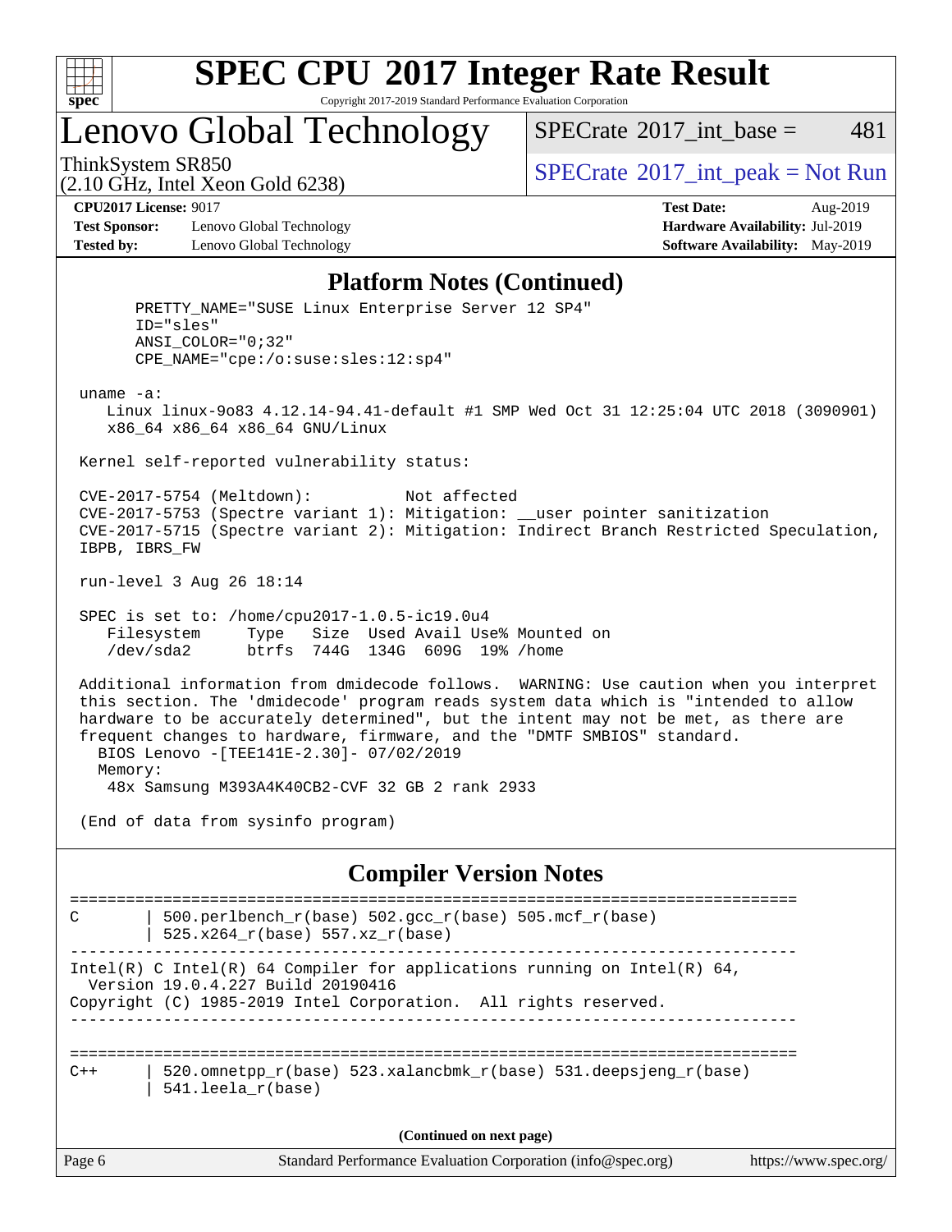## Platform Notes (Continued)

```
     PRETTY_NAME="SUSE Linux Enterprise Server 12 SP4"
     ID="sles"
     ANSI_COLOR="0;32"
     CPE_NAME="cpe:/o:suse:sles:12:sp4"

 uname -a:
    Linux linux-9o83 4.12.14-94.41-default #1 SMP Wed Oct 31 12:25:04 UTC 2018 (3090901)
    x86_64 x86_64 x86_64 GNU/Linux

 Kernel self-reported vulnerability status:

 CVE-2017-5754 (Meltdown):          Not affected
 CVE-2017-5753 (Spectre variant 1): Mitigation: __user pointer sanitization
 CVE-2017-5715 (Spectre variant 2): Mitigation: Indirect Branch Restricted Speculation,
 IBPB, IBRS_FW

 run-level 3 Aug 26 18:14

 SPEC is set to: /home/cpu2017-1.0.5-ic19.0u4
    Filesystem     Type   Size  Used Avail Use% Mounted on
    /dev/sda2      btrfs  744G  134G  609G  19% /home

 Additional information from dmidecode follows.  WARNING: Use caution when you interpret
 this section. The 'dmidecode' program reads system data which is "intended to allow
 hardware to be accurately determined", but the intent may not be met, as there are
 frequent changes to hardware, firmware, and the "DMTF SMBIOS" standard.
   BIOS Lenovo -[TEE141E-2.30]- 07/02/2019
   Memory:
    48x Samsung M393A4K40CB2-CVF 32 GB 2 rank 2933

 (End of data from sysinfo program)
```

## Compiler Version Notes

```
==============================================================================
C       | 500.perlbench_r(base) 502.gcc_r(base) 505.mcf_r(base)
        | 525.x264_r(base) 557.xz_r(base)
------------------------------------------------------------------------------
Intel(R) C Intel(R) 64 Compiler for applications running on Intel(R) 64,
  Version 19.0.4.227 Build 20190416
Copyright (C) 1985-2019 Intel Corporation.  All rights reserved.
------------------------------------------------------------------------------

==============================================================================
C++     | 520.omnetpp_r(base) 523.xalancbmk_r(base) 531.deepsjeng_r(base)
        | 541.leela_r(base)
```

(Continued on next page)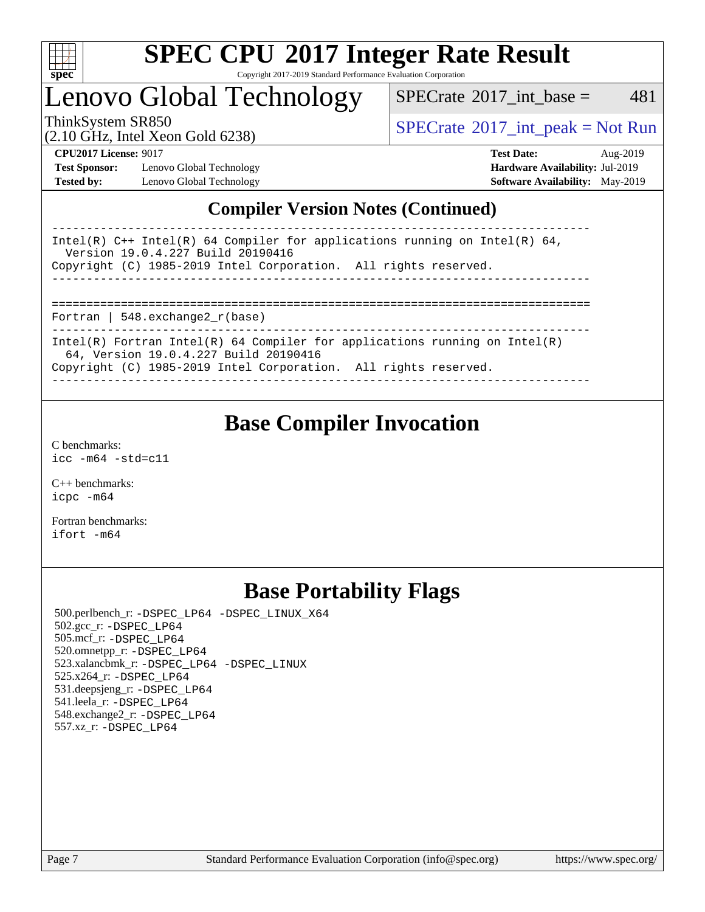# SPEC CPU 2017 Integer Rate Result

Copyright 2017-2019 Standard Performance Evaluation Corporation

# Lenovo Global Technology

ThinkSystem SR850
(2.10 GHz, Intel Xeon Gold 6238)

SPECrate 2017_int_base = 481

SPECrate 2017_int_peak = Not Run

**CPU2017 License:** 9017
**Test Sponsor:** Lenovo Global Technology
**Tested by:** Lenovo Global Technology

**Test Date:** Aug-2019
**Hardware Availability:** Jul-2019
**Software Availability:** May-2019

## Compiler Version Notes (Continued)

```
------------------------------------------------------------------------------
Intel(R) C++ Intel(R) 64 Compiler for applications running on Intel(R) 64,
  Version 19.0.4.227 Build 20190416
Copyright (C) 1985-2019 Intel Corporation.  All rights reserved.
------------------------------------------------------------------------------

==============================================================================
Fortran | 548.exchange2_r(base)
------------------------------------------------------------------------------
Intel(R) Fortran Intel(R) 64 Compiler for applications running on Intel(R)
  64, Version 19.0.4.227 Build 20190416
Copyright (C) 1985-2019 Intel Corporation.  All rights reserved.
------------------------------------------------------------------------------
```

## Base Compiler Invocation

C benchmarks:
`icc -m64 -std=c11`

C++ benchmarks:
`icpc -m64`

Fortran benchmarks:
`ifort -m64`

## Base Portability Flags

500.perlbench_r: -DSPEC_LP64 -DSPEC_LINUX_X64
502.gcc_r: -DSPEC_LP64
505.mcf_r: -DSPEC_LP64
520.omnetpp_r: -DSPEC_LP64
523.xalancbmk_r: -DSPEC_LP64 -DSPEC_LINUX
525.x264_r: -DSPEC_LP64
531.deepsjeng_r: -DSPEC_LP64
541.leela_r: -DSPEC_LP64
548.exchange2_r: -DSPEC_LP64
557.xz_r: -DSPEC_LP64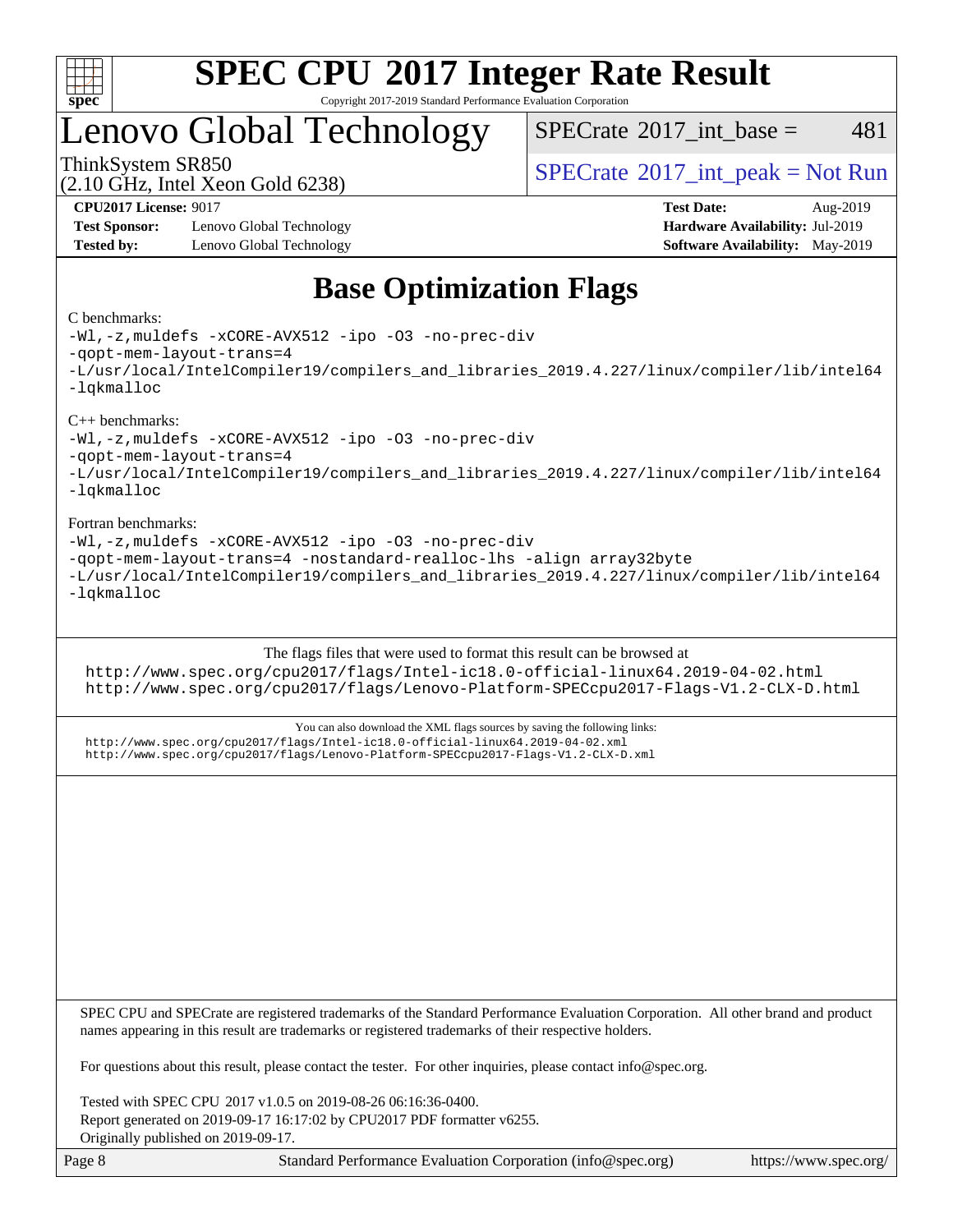# Base Optimization Flags

C benchmarks:

```
-Wl,-z,muldefs -xCORE-AVX512 -ipo -O3 -no-prec-div
-qopt-mem-layout-trans=4
-L/usr/local/IntelCompiler19/compilers_and_libraries_2019.4.227/linux/compiler/lib/intel64
-lqkmalloc
```

C++ benchmarks:

```
-Wl,-z,muldefs -xCORE-AVX512 -ipo -O3 -no-prec-div
-qopt-mem-layout-trans=4
-L/usr/local/IntelCompiler19/compilers_and_libraries_2019.4.227/linux/compiler/lib/intel64
-lqkmalloc
```

Fortran benchmarks:

```
-Wl,-z,muldefs -xCORE-AVX512 -ipo -O3 -no-prec-div
-qopt-mem-layout-trans=4 -nostandard-realloc-lhs -align array32byte
-L/usr/local/IntelCompiler19/compilers_and_libraries_2019.4.227/linux/compiler/lib/intel64
-lqkmalloc
```

The flags files that were used to format this result can be browsed at
http://www.spec.org/cpu2017/flags/Intel-ic18.0-official-linux64.2019-04-02.html
http://www.spec.org/cpu2017/flags/Lenovo-Platform-SPECcpu2017-Flags-V1.2-CLX-D.html

You can also download the XML flags sources by saving the following links:
http://www.spec.org/cpu2017/flags/Intel-ic18.0-official-linux64.2019-04-02.xml
http://www.spec.org/cpu2017/flags/Lenovo-Platform-SPECcpu2017-Flags-V1.2-CLX-D.xml

SPEC CPU and SPECrate are registered trademarks of the Standard Performance Evaluation Corporation. All other brand and product names appearing in this result are trademarks or registered trademarks of their respective holders.

For questions about this result, please contact the tester. For other inquiries, please contact info@spec.org.

Tested with SPEC CPU 2017 v1.0.5 on 2019-08-26 06:16:36-0400.
Report generated on 2019-09-17 16:17:02 by CPU2017 PDF formatter v6255.
Originally published on 2019-09-17.